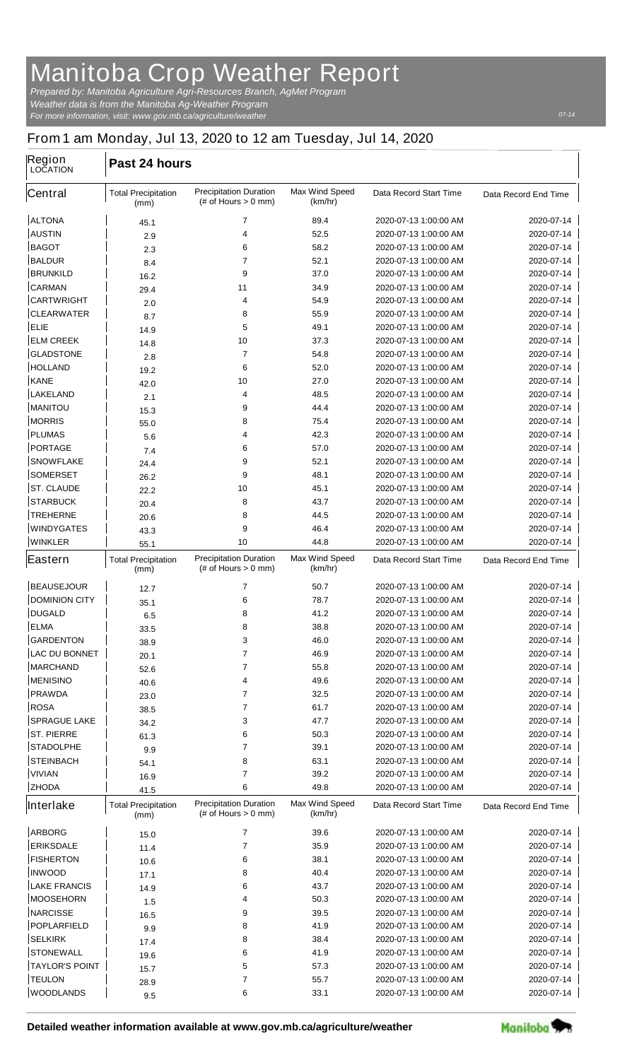# Manitoba Crop Weather Report

*Prepared by: Manitoba Agriculture Agri-Resources Branch, AgMet Program*
*Weather data is from the Manitoba Ag-Weather Program*
*For more information, visit: www.gov.mb.ca/agriculture/weather*

07-14

## From 1 am Monday, Jul 13, 2020 to 12 am Tuesday, Jul 14, 2020

| Region LOCATION | Past 24 hours | | | | |
|---|---|---|---|---|---|
| **Central** | Total Precipitation (mm) | Precipitation Duration (# of Hours > 0 mm) | Max Wind Speed (km/hr) | Data Record Start Time | Data Record End Time |
| ALTONA | 45.1 | 7 | 89.4 | 2020-07-13 1:00:00 AM | 2020-07-14 |
| AUSTIN | 2.9 | 4 | 52.5 | 2020-07-13 1:00:00 AM | 2020-07-14 |
| BAGOT | 2.3 | 6 | 58.2 | 2020-07-13 1:00:00 AM | 2020-07-14 |
| BALDUR | 8.4 | 7 | 52.1 | 2020-07-13 1:00:00 AM | 2020-07-14 |
| BRUNKILD | 16.2 | 9 | 37.0 | 2020-07-13 1:00:00 AM | 2020-07-14 |
| CARMAN | 29.4 | 11 | 34.9 | 2020-07-13 1:00:00 AM | 2020-07-14 |
| CARTWRIGHT | 2.0 | 4 | 54.9 | 2020-07-13 1:00:00 AM | 2020-07-14 |
| CLEARWATER | 8.7 | 8 | 55.9 | 2020-07-13 1:00:00 AM | 2020-07-14 |
| ELIE | 14.9 | 5 | 49.1 | 2020-07-13 1:00:00 AM | 2020-07-14 |
| ELM CREEK | 14.8 | 10 | 37.3 | 2020-07-13 1:00:00 AM | 2020-07-14 |
| GLADSTONE | 2.8 | 7 | 54.8 | 2020-07-13 1:00:00 AM | 2020-07-14 |
| HOLLAND | 19.2 | 6 | 52.0 | 2020-07-13 1:00:00 AM | 2020-07-14 |
| KANE | 42.0 | 10 | 27.0 | 2020-07-13 1:00:00 AM | 2020-07-14 |
| LAKELAND | 2.1 | 4 | 48.5 | 2020-07-13 1:00:00 AM | 2020-07-14 |
| MANITOU | 15.3 | 9 | 44.4 | 2020-07-13 1:00:00 AM | 2020-07-14 |
| MORRIS | 55.0 | 8 | 75.4 | 2020-07-13 1:00:00 AM | 2020-07-14 |
| PLUMAS | 5.6 | 4 | 42.3 | 2020-07-13 1:00:00 AM | 2020-07-14 |
| PORTAGE | 7.4 | 6 | 57.0 | 2020-07-13 1:00:00 AM | 2020-07-14 |
| SNOWFLAKE | 24.4 | 9 | 52.1 | 2020-07-13 1:00:00 AM | 2020-07-14 |
| SOMERSET | 26.2 | 9 | 48.1 | 2020-07-13 1:00:00 AM | 2020-07-14 |
| ST. CLAUDE | 22.2 | 10 | 45.1 | 2020-07-13 1:00:00 AM | 2020-07-14 |
| STARBUCK | 20.4 | 8 | 43.7 | 2020-07-13 1:00:00 AM | 2020-07-14 |
| TREHERNE | 20.6 | 8 | 44.5 | 2020-07-13 1:00:00 AM | 2020-07-14 |
| WINDYGATES | 43.3 | 9 | 46.4 | 2020-07-13 1:00:00 AM | 2020-07-14 |
| WINKLER | 55.1 | 10 | 44.8 | 2020-07-13 1:00:00 AM | 2020-07-14 |
| **Eastern** | Total Precipitation (mm) | Precipitation Duration (# of Hours > 0 mm) | Max Wind Speed (km/hr) | Data Record Start Time | Data Record End Time |
| BEAUSEJOUR | 12.7 | 7 | 50.7 | 2020-07-13 1:00:00 AM | 2020-07-14 |
| DOMINION CITY | 35.1 | 6 | 78.7 | 2020-07-13 1:00:00 AM | 2020-07-14 |
| DUGALD | 6.5 | 8 | 41.2 | 2020-07-13 1:00:00 AM | 2020-07-14 |
| ELMA | 33.5 | 8 | 38.8 | 2020-07-13 1:00:00 AM | 2020-07-14 |
| GARDENTON | 38.9 | 3 | 46.0 | 2020-07-13 1:00:00 AM | 2020-07-14 |
| LAC DU BONNET | 20.1 | 7 | 46.9 | 2020-07-13 1:00:00 AM | 2020-07-14 |
| MARCHAND | 52.6 | 7 | 55.8 | 2020-07-13 1:00:00 AM | 2020-07-14 |
| MENISINO | 40.6 | 4 | 49.6 | 2020-07-13 1:00:00 AM | 2020-07-14 |
| PRAWDA | 23.0 | 7 | 32.5 | 2020-07-13 1:00:00 AM | 2020-07-14 |
| ROSA | 38.5 | 7 | 61.7 | 2020-07-13 1:00:00 AM | 2020-07-14 |
| SPRAGUE LAKE | 34.2 | 3 | 47.7 | 2020-07-13 1:00:00 AM | 2020-07-14 |
| ST. PIERRE | 61.3 | 6 | 50.3 | 2020-07-13 1:00:00 AM | 2020-07-14 |
| STADOLPHE | 9.9 | 7 | 39.1 | 2020-07-13 1:00:00 AM | 2020-07-14 |
| STEINBACH | 54.1 | 8 | 63.1 | 2020-07-13 1:00:00 AM | 2020-07-14 |
| VIVIAN | 16.9 | 7 | 39.2 | 2020-07-13 1:00:00 AM | 2020-07-14 |
| ZHODA | 41.5 | 6 | 49.8 | 2020-07-13 1:00:00 AM | 2020-07-14 |
| **Interlake** | Total Precipitation (mm) | Precipitation Duration (# of Hours > 0 mm) | Max Wind Speed (km/hr) | Data Record Start Time | Data Record End Time |
| ARBORG | 15.0 | 7 | 39.6 | 2020-07-13 1:00:00 AM | 2020-07-14 |
| ERIKSDALE | 11.4 | 7 | 35.9 | 2020-07-13 1:00:00 AM | 2020-07-14 |
| FISHERTON | 10.6 | 6 | 38.1 | 2020-07-13 1:00:00 AM | 2020-07-14 |
| INWOOD | 17.1 | 8 | 40.4 | 2020-07-13 1:00:00 AM | 2020-07-14 |
| LAKE FRANCIS | 14.9 | 6 | 43.7 | 2020-07-13 1:00:00 AM | 2020-07-14 |
| MOOSEHORN | 1.5 | 4 | 50.3 | 2020-07-13 1:00:00 AM | 2020-07-14 |
| NARCISSE | 16.5 | 9 | 39.5 | 2020-07-13 1:00:00 AM | 2020-07-14 |
| POPLARFIELD | 9.9 | 8 | 41.9 | 2020-07-13 1:00:00 AM | 2020-07-14 |
| SELKIRK | 17.4 | 8 | 38.4 | 2020-07-13 1:00:00 AM | 2020-07-14 |
| STONEWALL | 19.6 | 6 | 41.9 | 2020-07-13 1:00:00 AM | 2020-07-14 |
| TAYLOR'S POINT | 15.7 | 5 | 57.3 | 2020-07-13 1:00:00 AM | 2020-07-14 |
| TEULON | 28.9 | 7 | 55.7 | 2020-07-13 1:00:00 AM | 2020-07-14 |
| WOODLANDS | 9.5 | 6 | 33.1 | 2020-07-13 1:00:00 AM | 2020-07-14 |

**Detailed weather information available at www.gov.mb.ca/agriculture/weather**

Manitoba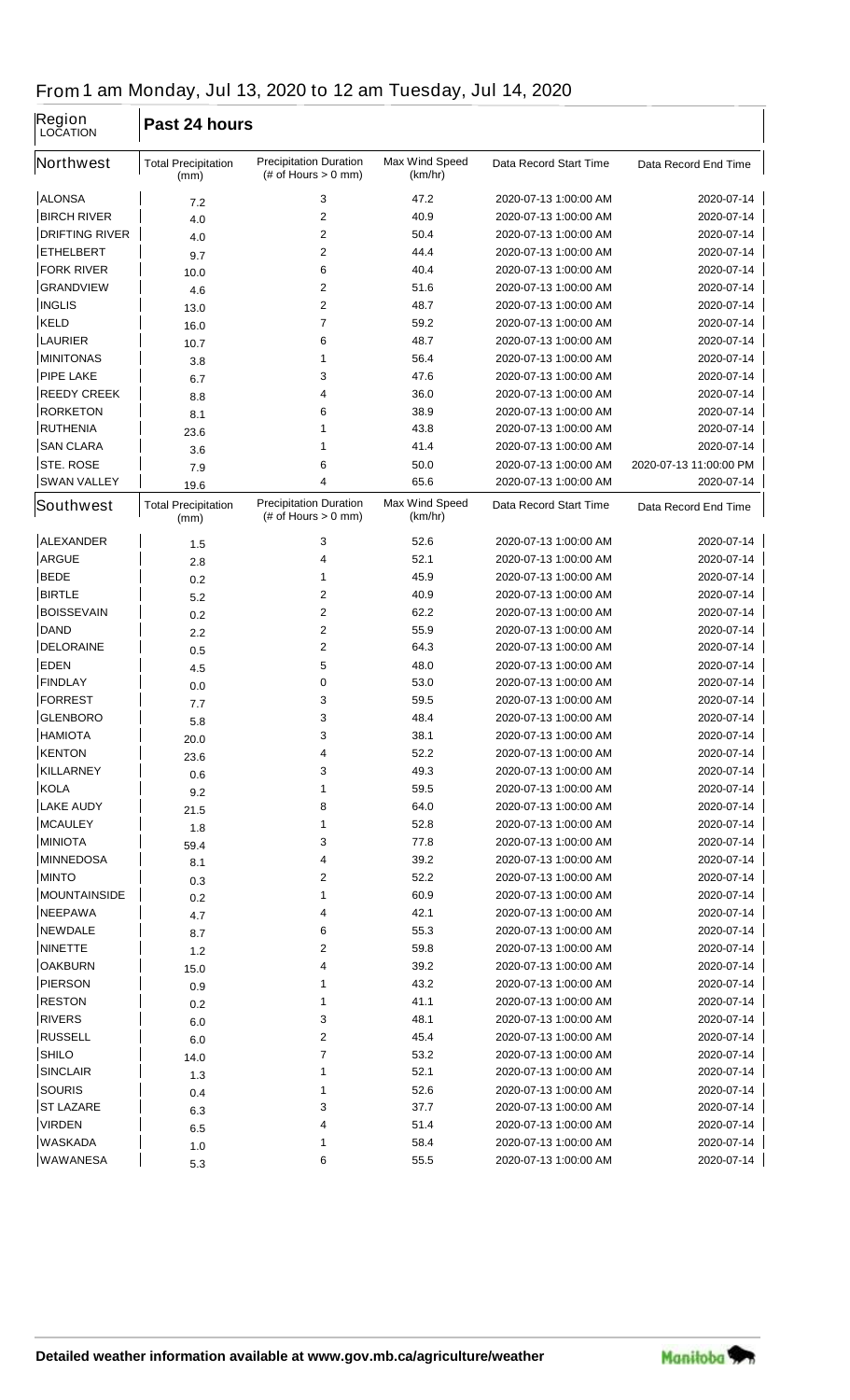# From 1 am Monday, Jul 13, 2020 to 12 am Tuesday, Jul 14, 2020

| Region LOCATION | Past 24 hours | | | | |
|---|---|---|---|---|---|
| **Northwest** | Total Precipitation (mm) | Precipitation Duration (# of Hours > 0 mm) | Max Wind Speed (km/hr) | Data Record Start Time | Data Record End Time |
| ALONSA | 7.2 | 3 | 47.2 | 2020-07-13 1:00:00 AM | 2020-07-14 |
| BIRCH RIVER | 4.0 | 2 | 40.9 | 2020-07-13 1:00:00 AM | 2020-07-14 |
| DRIFTING RIVER | 4.0 | 2 | 50.4 | 2020-07-13 1:00:00 AM | 2020-07-14 |
| ETHELBERT | 9.7 | 2 | 44.4 | 2020-07-13 1:00:00 AM | 2020-07-14 |
| FORK RIVER | 10.0 | 6 | 40.4 | 2020-07-13 1:00:00 AM | 2020-07-14 |
| GRANDVIEW | 4.6 | 2 | 51.6 | 2020-07-13 1:00:00 AM | 2020-07-14 |
| INGLIS | 13.0 | 2 | 48.7 | 2020-07-13 1:00:00 AM | 2020-07-14 |
| KELD | 16.0 | 7 | 59.2 | 2020-07-13 1:00:00 AM | 2020-07-14 |
| LAURIER | 10.7 | 6 | 48.7 | 2020-07-13 1:00:00 AM | 2020-07-14 |
| MINITONAS | 3.8 | 1 | 56.4 | 2020-07-13 1:00:00 AM | 2020-07-14 |
| PIPE LAKE | 6.7 | 3 | 47.6 | 2020-07-13 1:00:00 AM | 2020-07-14 |
| REEDY CREEK | 8.8 | 4 | 36.0 | 2020-07-13 1:00:00 AM | 2020-07-14 |
| RORKETON | 8.1 | 6 | 38.9 | 2020-07-13 1:00:00 AM | 2020-07-14 |
| RUTHENIA | 23.6 | 1 | 43.8 | 2020-07-13 1:00:00 AM | 2020-07-14 |
| SAN CLARA | 3.6 | 1 | 41.4 | 2020-07-13 1:00:00 AM | 2020-07-14 |
| STE. ROSE | 7.9 | 6 | 50.0 | 2020-07-13 1:00:00 AM | 2020-07-13 11:00:00 PM |
| SWAN VALLEY | 19.6 | 4 | 65.6 | 2020-07-13 1:00:00 AM | 2020-07-14 |
| **Southwest** | Total Precipitation (mm) | Precipitation Duration (# of Hours > 0 mm) | Max Wind Speed (km/hr) | Data Record Start Time | Data Record End Time |
| ALEXANDER | 1.5 | 3 | 52.6 | 2020-07-13 1:00:00 AM | 2020-07-14 |
| ARGUE | 2.8 | 4 | 52.1 | 2020-07-13 1:00:00 AM | 2020-07-14 |
| BEDE | 0.2 | 1 | 45.9 | 2020-07-13 1:00:00 AM | 2020-07-14 |
| BIRTLE | 5.2 | 2 | 40.9 | 2020-07-13 1:00:00 AM | 2020-07-14 |
| BOISSEVAIN | 0.2 | 2 | 62.2 | 2020-07-13 1:00:00 AM | 2020-07-14 |
| DAND | 2.2 | 2 | 55.9 | 2020-07-13 1:00:00 AM | 2020-07-14 |
| DELORAINE | 0.5 | 2 | 64.3 | 2020-07-13 1:00:00 AM | 2020-07-14 |
| EDEN | 4.5 | 5 | 48.0 | 2020-07-13 1:00:00 AM | 2020-07-14 |
| FINDLAY | 0.0 | 0 | 53.0 | 2020-07-13 1:00:00 AM | 2020-07-14 |
| FORREST | 7.7 | 3 | 59.5 | 2020-07-13 1:00:00 AM | 2020-07-14 |
| GLENBORO | 5.8 | 3 | 48.4 | 2020-07-13 1:00:00 AM | 2020-07-14 |
| HAMIOTA | 20.0 | 3 | 38.1 | 2020-07-13 1:00:00 AM | 2020-07-14 |
| KENTON | 23.6 | 4 | 52.2 | 2020-07-13 1:00:00 AM | 2020-07-14 |
| KILLARNEY | 0.6 | 3 | 49.3 | 2020-07-13 1:00:00 AM | 2020-07-14 |
| KOLA | 9.2 | 1 | 59.5 | 2020-07-13 1:00:00 AM | 2020-07-14 |
| LAKE AUDY | 21.5 | 8 | 64.0 | 2020-07-13 1:00:00 AM | 2020-07-14 |
| MCAULEY | 1.8 | 1 | 52.8 | 2020-07-13 1:00:00 AM | 2020-07-14 |
| MINIOTA | 59.4 | 3 | 77.8 | 2020-07-13 1:00:00 AM | 2020-07-14 |
| MINNEDOSA | 8.1 | 4 | 39.2 | 2020-07-13 1:00:00 AM | 2020-07-14 |
| MINTO | 0.3 | 2 | 52.2 | 2020-07-13 1:00:00 AM | 2020-07-14 |
| MOUNTAINSIDE | 0.2 | 1 | 60.9 | 2020-07-13 1:00:00 AM | 2020-07-14 |
| NEEPAWA | 4.7 | 4 | 42.1 | 2020-07-13 1:00:00 AM | 2020-07-14 |
| NEWDALE | 8.7 | 6 | 55.3 | 2020-07-13 1:00:00 AM | 2020-07-14 |
| NINETTE | 1.2 | 2 | 59.8 | 2020-07-13 1:00:00 AM | 2020-07-14 |
| OAKBURN | 15.0 | 4 | 39.2 | 2020-07-13 1:00:00 AM | 2020-07-14 |
| PIERSON | 0.9 | 1 | 43.2 | 2020-07-13 1:00:00 AM | 2020-07-14 |
| RESTON | 0.2 | 1 | 41.1 | 2020-07-13 1:00:00 AM | 2020-07-14 |
| RIVERS | 6.0 | 3 | 48.1 | 2020-07-13 1:00:00 AM | 2020-07-14 |
| RUSSELL | 6.0 | 2 | 45.4 | 2020-07-13 1:00:00 AM | 2020-07-14 |
| SHILO | 14.0 | 7 | 53.2 | 2020-07-13 1:00:00 AM | 2020-07-14 |
| SINCLAIR | 1.3 | 1 | 52.1 | 2020-07-13 1:00:00 AM | 2020-07-14 |
| SOURIS | 0.4 | 1 | 52.6 | 2020-07-13 1:00:00 AM | 2020-07-14 |
| ST LAZARE | 6.3 | 3 | 37.7 | 2020-07-13 1:00:00 AM | 2020-07-14 |
| VIRDEN | 6.5 | 4 | 51.4 | 2020-07-13 1:00:00 AM | 2020-07-14 |
| WASKADA | 1.0 | 1 | 58.4 | 2020-07-13 1:00:00 AM | 2020-07-14 |
| WAWANESA | 5.3 | 6 | 55.5 | 2020-07-13 1:00:00 AM | 2020-07-14 |

**Detailed weather information available at www.gov.mb.ca/agriculture/weather**

Manitoba